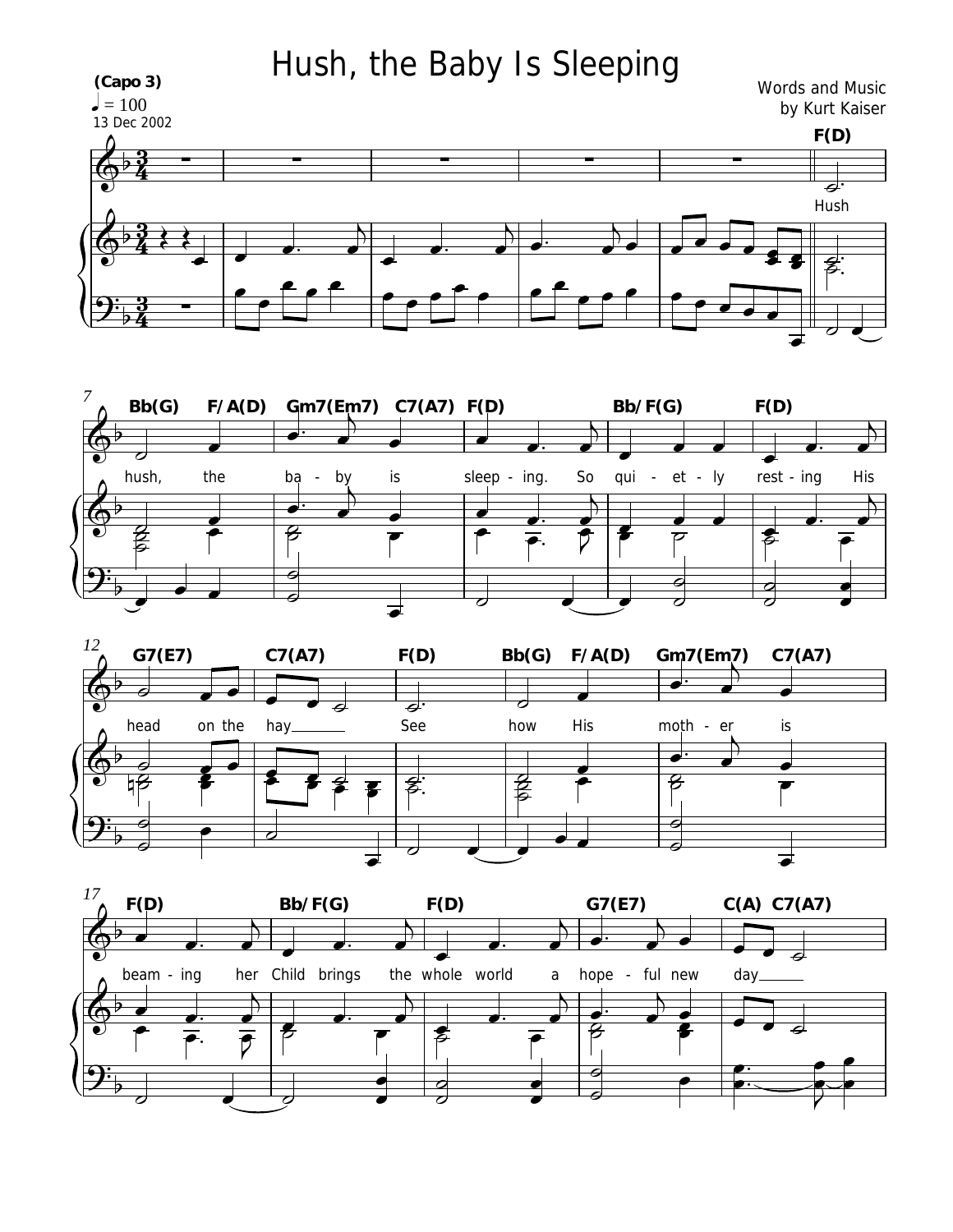# Hush, the Baby Is Sleeping

(Capo 3)

♩ = 100

13 Dec 2002

Words and Music
by Kurt Kaiser

F(D)

Hush

Bb(G) F/A(D) Gm7(Em7) C7(A7) F(D) Bb/F(G) F(D)

hush, the ba - by is sleep - ing. So qui - et - ly rest - ing His

G7(E7) C7(A7) F(D) Bb(G) F/A(D) Gm7(Em7) C7(A7)

head on the hay See how His moth - er is

F(D) Bb/F(G) F(D) G7(E7) C(A) C7(A7)

beam - ing her Child brings the whole world a hope - ful new day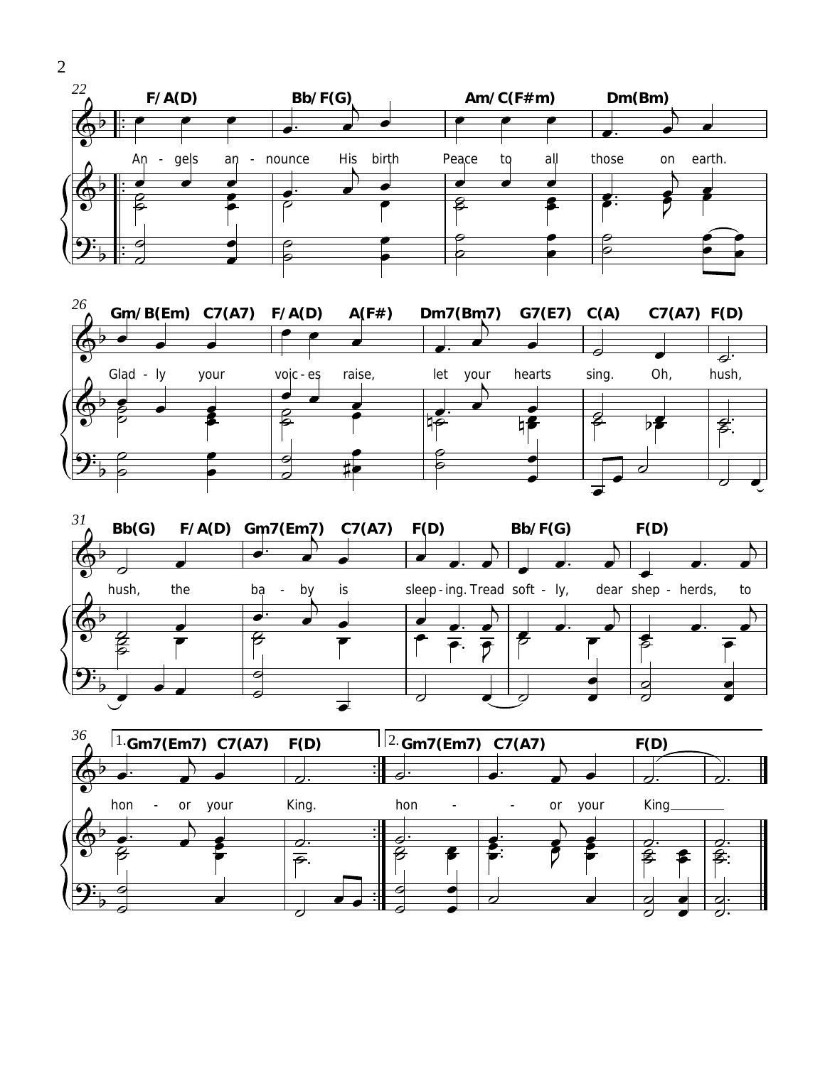F/A(D) Bb/F(G) Am/C(F#m) Dm(Bm)

An - gels an - nounce His birth Peace to all those on earth.

Gm/B(Em) C7(A7) F/A(D) A(F#) Dm7(Bm7) G7(E7) C(A) C7(A7) F(D)

Glad - ly your voic - es raise, let your hearts sing. Oh, hush,

Bb(G) F/A(D) Gm7(Em7) C7(A7) F(D) Bb/F(G) F(D)

hush, the ba - by is sleep - ing. Tread soft - ly, dear shep - herds, to

1. Gm7(Em7) C7(A7) F(D) 2. Gm7(Em7) C7(A7) F(D)

hon - or your King. hon - - or your King